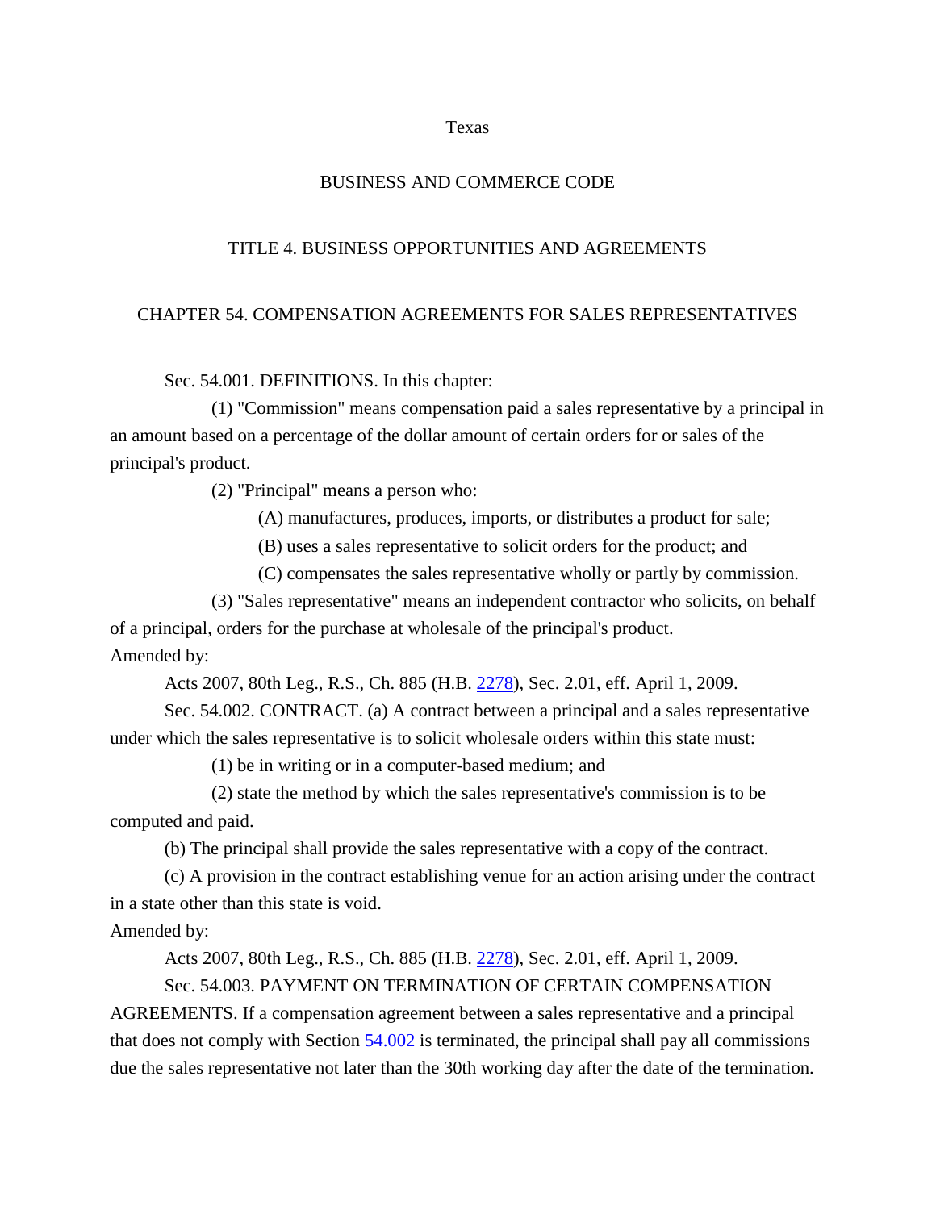# Texas

## BUSINESS AND COMMERCE CODE

## TITLE 4. BUSINESS OPPORTUNITIES AND AGREEMENTS

## CHAPTER 54. COMPENSATION AGREEMENTS FOR SALES REPRESENTATIVES

Sec. 54.001. DEFINITIONS. In this chapter:

(1) "Commission" means compensation paid a sales representative by a principal in an amount based on a percentage of the dollar amount of certain orders for or sales of the principal's product.

(2) "Principal" means a person who:

(A) manufactures, produces, imports, or distributes a product for sale;

(B) uses a sales representative to solicit orders for the product; and

(C) compensates the sales representative wholly or partly by commission.

(3) "Sales representative" means an independent contractor who solicits, on behalf of a principal, orders for the purchase at wholesale of the principal's product.

Amended by:

Acts 2007, 80th Leg., R.S., Ch. 885 (H.B. 2278), Sec. 2.01, eff. April 1, 2009.

Sec. 54.002. CONTRACT. (a) A contract between a principal and a sales representative under which the sales representative is to solicit wholesale orders within this state must:

(1) be in writing or in a computer-based medium; and

(2) state the method by which the sales representative's commission is to be computed and paid.

(b) The principal shall provide the sales representative with a copy of the contract.

(c) A provision in the contract establishing venue for an action arising under the contract in a state other than this state is void.

Amended by:

Acts 2007, 80th Leg., R.S., Ch. 885 (H.B. 2278), Sec. 2.01, eff. April 1, 2009.

Sec. 54.003. PAYMENT ON TERMINATION OF CERTAIN COMPENSATION AGREEMENTS. If a compensation agreement between a sales representative and a principal that does not comply with Section 54.002 is terminated, the principal shall pay all commissions due the sales representative not later than the 30th working day after the date of the termination.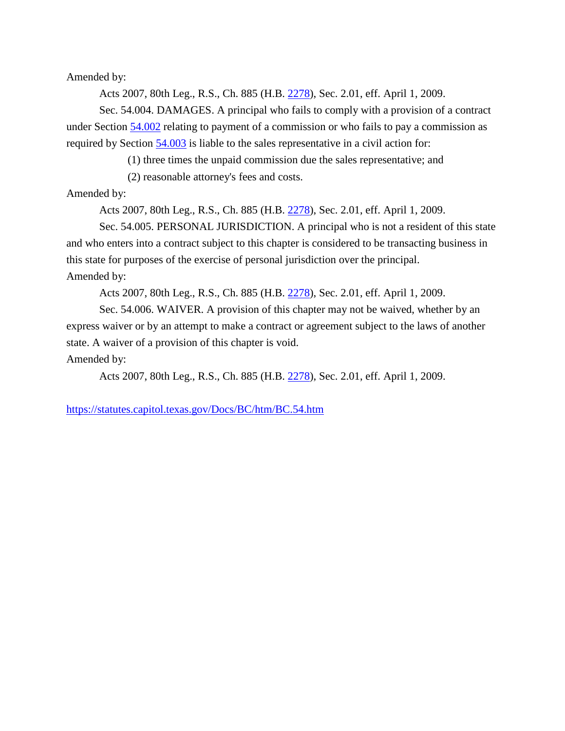Amended by:

Acts 2007, 80th Leg., R.S., Ch. 885 (H.B. [2278](2278)), Sec. 2.01, eff. April 1, 2009.

Sec. 54.004. DAMAGES. A principal who fails to comply with a provision of a contract under Section 54.002 relating to payment of a commission or who fails to pay a commission as required by Section 54.003 is liable to the sales representative in a civil action for:

(1) three times the unpaid commission due the sales representative; and

(2) reasonable attorney's fees and costs.

Amended by:

Acts 2007, 80th Leg., R.S., Ch. 885 (H.B. 2278), Sec. 2.01, eff. April 1, 2009.

Sec. 54.005. PERSONAL JURISDICTION. A principal who is not a resident of this state and who enters into a contract subject to this chapter is considered to be transacting business in this state for purposes of the exercise of personal jurisdiction over the principal.

Amended by:

Acts 2007, 80th Leg., R.S., Ch. 885 (H.B. 2278), Sec. 2.01, eff. April 1, 2009.

Sec. 54.006. WAIVER. A provision of this chapter may not be waived, whether by an express waiver or by an attempt to make a contract or agreement subject to the laws of another state. A waiver of a provision of this chapter is void.

Amended by:

Acts 2007, 80th Leg., R.S., Ch. 885 (H.B. 2278), Sec. 2.01, eff. April 1, 2009.

https://statutes.capitol.texas.gov/Docs/BC/htm/BC.54.htm